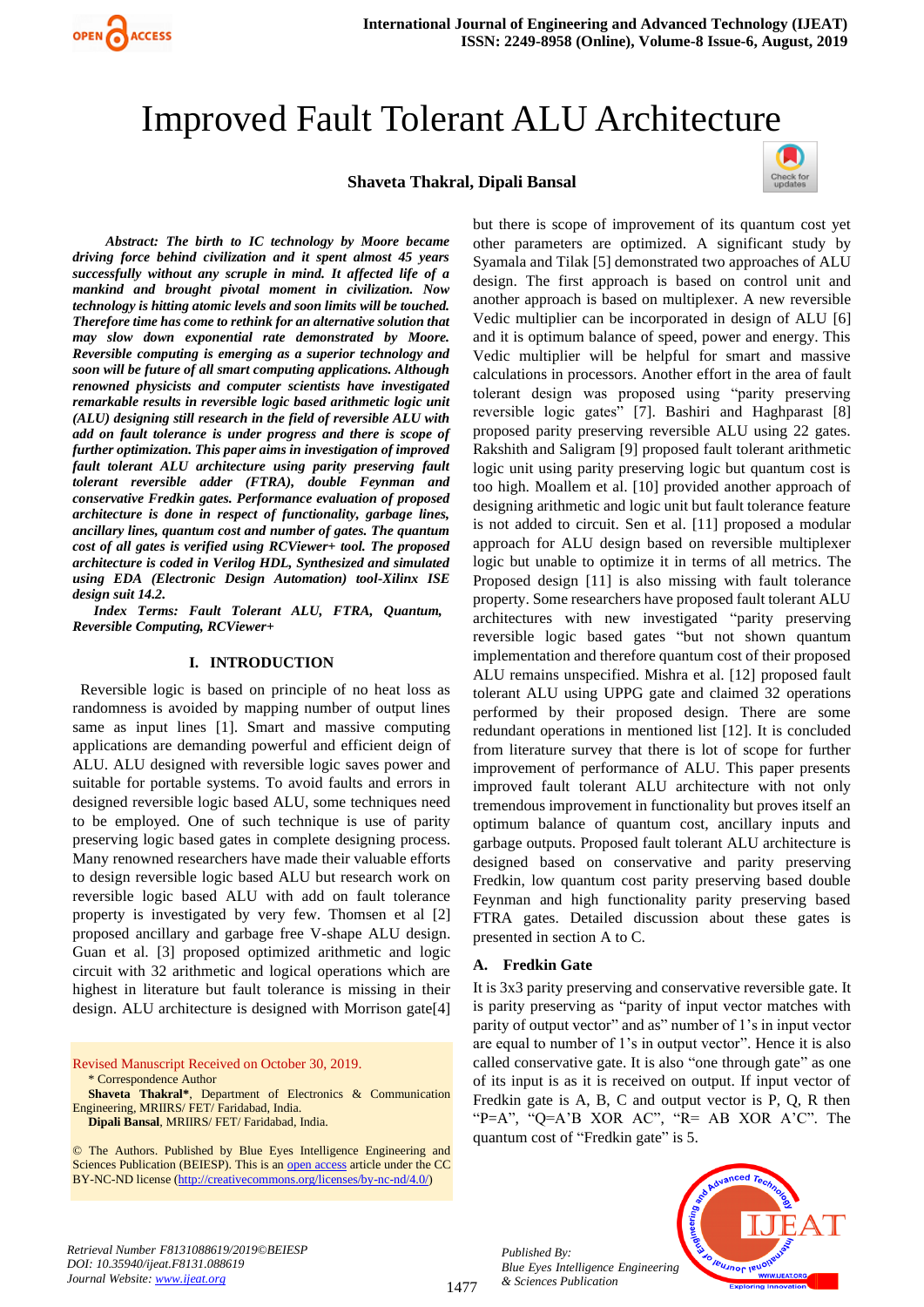# Improved Fault Tolerant ALU Architecture

**Shaveta Thakral, Dipali Bansal**

***Abstract:** The birth to IC technology by Moore became driving force behind civilization and it spent almost 45 years successfully without any scruple in mind. It affected life of a mankind and brought pivotal moment in civilization. Now technology is hitting atomic levels and soon limits will be touched. Therefore time has come to rethink for an alternative solution that may slow down exponential rate demonstrated by Moore. Reversible computing is emerging as a superior technology and soon will be future of all smart computing applications. Although renowned physicists and computer scientists have investigated remarkable results in reversible logic based arithmetic logic unit (ALU) designing still research in the field of reversible ALU with add on fault tolerance is under progress and there is scope of further optimization. This paper aims in investigation of improved fault tolerant ALU architecture using parity preserving fault tolerant reversible adder (FTRA), double Feynman and conservative Fredkin gates. Performance evaluation of proposed architecture is done in respect of functionality, garbage lines, ancillary lines, quantum cost and number of gates. The quantum cost of all gates is verified using RCViewer+ tool. The proposed architecture is coded in Verilog HDL, Synthesized and simulated using EDA (Electronic Design Automation) tool-Xilinx ISE design suit 14.2.*

***Index Terms:** Fault Tolerant ALU, FTRA, Quantum, Reversible Computing, RCViewer+*

## I. INTRODUCTION

Reversible logic is based on principle of no heat loss as randomness is avoided by mapping number of output lines same as input lines [1]. Smart and massive computing applications are demanding powerful and efficient deign of ALU. ALU designed with reversible logic saves power and suitable for portable systems. To avoid faults and errors in designed reversible logic based ALU, some techniques need to be employed. One of such technique is use of parity preserving logic based gates in complete designing process. Many renowned researchers have made their valuable efforts to design reversible logic based ALU but research work on reversible logic based ALU with add on fault tolerance property is investigated by very few. Thomsen et al [2] proposed ancillary and garbage free V-shape ALU design. Guan et al. [3] proposed optimized arithmetic and logic circuit with 32 arithmetic and logical operations which are highest in literature but fault tolerance is missing in their design. ALU architecture is designed with Morrison gate[4] but there is scope of improvement of its quantum cost yet other parameters are optimized. A significant study by Syamala and Tilak [5] demonstrated two approaches of ALU design. The first approach is based on control unit and another approach is based on multiplexer. A new reversible Vedic multiplier can be incorporated in design of ALU [6] and it is optimum balance of speed, power and energy. This Vedic multiplier will be helpful for smart and massive calculations in processors. Another effort in the area of fault tolerant design was proposed using "parity preserving reversible logic gates" [7]. Bashiri and Haghparast [8] proposed parity preserving reversible ALU using 22 gates. Rakshith and Saligram [9] proposed fault tolerant arithmetic logic unit using parity preserving logic but quantum cost is too high. Moallem et al. [10] provided another approach of designing arithmetic and logic unit but fault tolerance feature is not added to circuit. Sen et al. [11] proposed a modular approach for ALU design based on reversible multiplexer logic but unable to optimize it in terms of all metrics. The Proposed design [11] is also missing with fault tolerance property. Some researchers have proposed fault tolerant ALU architectures with new investigated "parity preserving reversible logic based gates "but not shown quantum implementation and therefore quantum cost of their proposed ALU remains unspecified. Mishra et al. [12] proposed fault tolerant ALU using UPPG gate and claimed 32 operations performed by their proposed design. There are some redundant operations in mentioned list [12]. It is concluded from literature survey that there is lot of scope for further improvement of performance of ALU. This paper presents improved fault tolerant ALU architecture with not only tremendous improvement in functionality but proves itself an optimum balance of quantum cost, ancillary inputs and garbage outputs. Proposed fault tolerant ALU architecture is designed based on conservative and parity preserving Fredkin, low quantum cost parity preserving based double Feynman and high functionality parity preserving based FTRA gates. Detailed discussion about these gates is presented in section A to C.

### A. Fredkin Gate

It is 3x3 parity preserving and conservative reversible gate. It is parity preserving as "parity of input vector matches with parity of output vector" and as" number of 1's in input vector are equal to number of 1's in output vector". Hence it is also called conservative gate. It is also "one through gate" as one of its input is as it is received on output. If input vector of Fredkin gate is A, B, C and output vector is P, Q, R then "P=A", "Q=A'B XOR AC", "R= AB XOR A'C". The quantum cost of "Fredkin gate" is 5.

Revised Manuscript Received on October 30, 2019.

\* Correspondence Author

**Shaveta Thakral\***, Department of Electronics & Communication Engineering, MRIIRS/ FET/ Faridabad, India.

**Dipali Bansal**, MRIIRS/ FET/ Faridabad, India.

© The Authors. Published by Blue Eyes Intelligence Engineering and Sciences Publication (BEIESP). This is an open access article under the CC BY-NC-ND license (http://creativecommons.org/licenses/by-nc-nd/4.0/)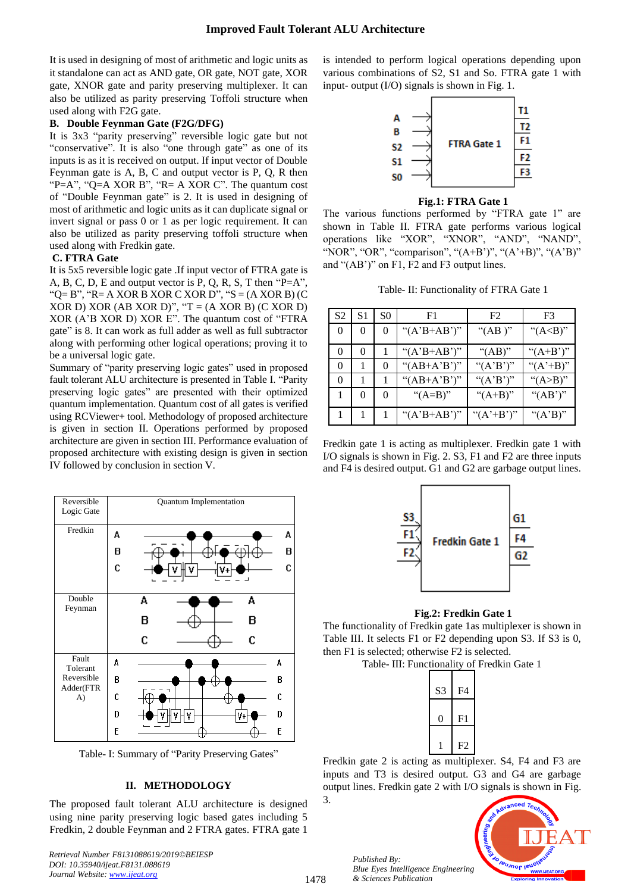It is used in designing of most of arithmetic and logic units as it standalone can act as AND gate, OR gate, NOT gate, XOR gate, XNOR gate and parity preserving multiplexer. It can also be utilized as parity preserving Toffoli structure when used along with F2G gate.

**B. Double Feynman Gate (F2G/DFG)**

It is 3x3 "parity preserving" reversible logic gate but not "conservative". It is also "one through gate" as one of its inputs is as it is received on output. If input vector of Double Feynman gate is A, B, C and output vector is P, Q, R then "P=A", "Q=A XOR B", "R= A XOR C". The quantum cost of "Double Feynman gate" is 2. It is used in designing of most of arithmetic and logic units as it can duplicate signal or invert signal or pass 0 or 1 as per logic requirement. It can also be utilized as parity preserving toffoli structure when used along with Fredkin gate.

**C. FTRA Gate**

It is 5x5 reversible logic gate .If input vector of FTRA gate is A, B, C, D, E and output vector is P, Q, R, S, T then "P=A", "Q= B", "R= A XOR B XOR C XOR D", "S = (A XOR B) (C XOR D) XOR (AB XOR D)", "T = (A XOR B) (C XOR D) XOR (A'B XOR D) XOR E". The quantum cost of "FTRA gate" is 8. It can work as full adder as well as full subtractor along with performing other logical operations; proving it to be a universal logic gate.

Summary of "parity preserving logic gates" used in proposed fault tolerant ALU architecture is presented in Table I. "Parity preserving logic gates" are presented with their optimized quantum implementation. Quantum cost of all gates is verified using RCViewer+ tool. Methodology of proposed architecture is given in section II. Operations performed by proposed architecture are given in section III. Performance evaluation of proposed architecture with existing design is given in section IV followed by conclusion in section V.

| Reversible Logic Gate | Quantum Implementation |
|---|---|
| Fredkin | |
| Double Feynman | |
| Fault Tolerant Reversible Adder(FTRA) | |

Table- I: Summary of "Parity Preserving Gates"

## II. METHODOLOGY

The proposed fault tolerant ALU architecture is designed using nine parity preserving logic based gates including 5 Fredkin, 2 double Feynman and 2 FTRA gates. FTRA gate 1 is intended to perform logical operations depending upon various combinations of S2, S1 and So. FTRA gate 1 with input- output (I/O) signals is shown in Fig. 1.

**Fig.1: FTRA Gate 1**

The various functions performed by "FTRA gate 1" are shown in Table II. FTRA gate performs various logical operations like "XOR", "XNOR", "AND", "NAND", "NOR", "OR", "comparison", "(A+B')", "(A'+B)", "(A'B)" and "(AB')" on F1, F2 and F3 output lines.

Table- II: Functionality of FTRA Gate 1

| S2 | S1 | S0 | F1 | F2 | F3 |
|---|---|---|---|---|---|
| 0 | 0 | 0 | "(A'B+AB')" | "(AB )" | "(A<B)" |
| 0 | 0 | 1 | "(A'B+AB')" | "(AB)" | "(A+B')" |
| 0 | 1 | 0 | "(AB+A'B')" | "(A'B')" | "(A'+B)" |
| 0 | 1 | 1 | "(AB+A'B')" | "(A'B')" | "(A>B)" |
| 1 | 0 | 0 | "(A=B)" | "(A+B)" | "(AB')" |
| 1 | 1 | 1 | "(A'B+AB')" | "(A'+B')" | "(A'B)" |

Fredkin gate 1 is acting as multiplexer. Fredkin gate 1 with I/O signals is shown in Fig. 2. S3, F1 and F2 are three inputs and F4 is desired output. G1 and G2 are garbage output lines.

**Fig.2: Fredkin Gate 1**

The functionality of Fredkin gate 1as multiplexer is shown in Table III. It selects F1 or F2 depending upon S3. If S3 is 0, then F1 is selected; otherwise F2 is selected.

Table- III: Functionality of Fredkin Gate 1

| S3 | F4 |
|---|---|
| 0 | F1 |
| 1 | F2 |

Fredkin gate 2 is acting as multiplexer. S4, F4 and F3 are inputs and T3 is desired output. G3 and G4 are garbage output lines. Fredkin gate 2 with I/O signals is shown in Fig. 3.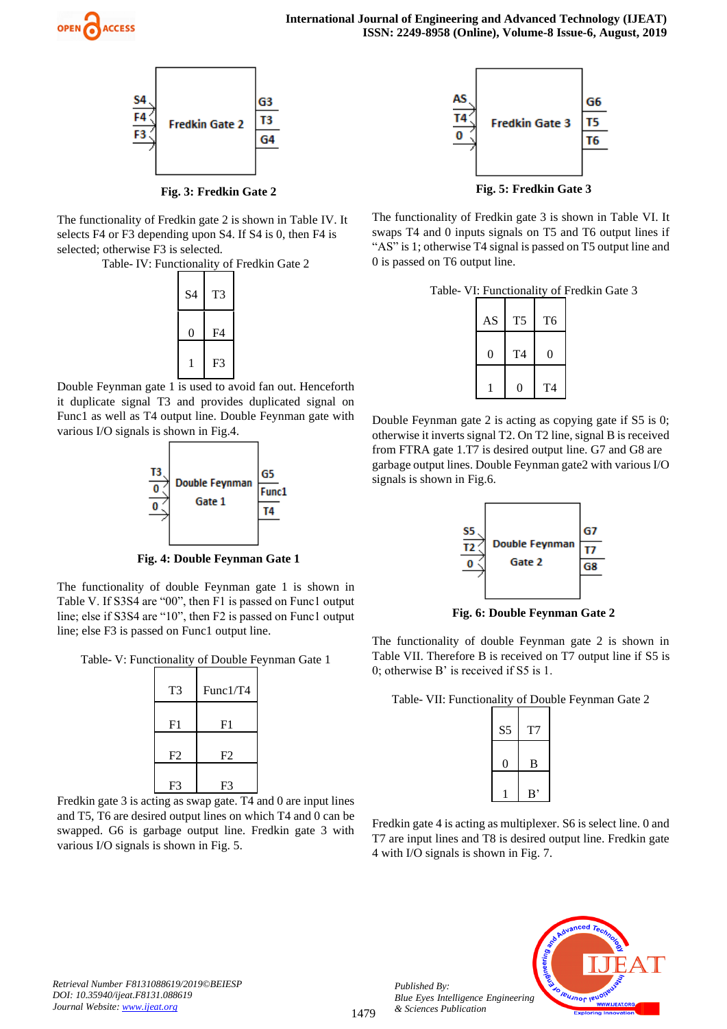Fig. 3: Fredkin Gate 2

The functionality of Fredkin gate 2 is shown in Table IV. It selects F4 or F3 depending upon S4. If S4 is 0, then F4 is selected; otherwise F3 is selected.

Table- IV: Functionality of Fredkin Gate 2

| S4 | T3 |
| --- | --- |
| 0 | F4 |
| 1 | F3 |

Double Feynman gate 1 is used to avoid fan out. Henceforth it duplicate signal T3 and provides duplicated signal on Func1 as well as T4 output line. Double Feynman gate with various I/O signals is shown in Fig.4.

Fig. 4: Double Feynman Gate 1

The functionality of double Feynman gate 1 is shown in Table V. If S3S4 are "00", then F1 is passed on Func1 output line; else if S3S4 are "10", then F2 is passed on Func1 output line; else F3 is passed on Func1 output line.

Table- V: Functionality of Double Feynman Gate 1

| T3 | Func1/T4 |
| --- | --- |
| F1 | F1 |
| F2 | F2 |
| F3 | F3 |

Fredkin gate 3 is acting as swap gate. T4 and 0 are input lines and T5, T6 are desired output lines on which T4 and 0 can be swapped. G6 is garbage output line. Fredkin gate 3 with various I/O signals is shown in Fig. 5.

Fig. 5: Fredkin Gate 3

The functionality of Fredkin gate 3 is shown in Table VI. It swaps T4 and 0 inputs signals on T5 and T6 output lines if "AS" is 1; otherwise T4 signal is passed on T5 output line and 0 is passed on T6 output line.

Table- VI: Functionality of Fredkin Gate 3

| AS | T5 | T6 |
| --- | --- | --- |
| 0 | T4 | 0 |
| 1 | 0 | T4 |

Double Feynman gate 2 is acting as copying gate if S5 is 0; otherwise it inverts signal T2. On T2 line, signal B is received from FTRA gate 1.T7 is desired output line. G7 and G8 are garbage output lines. Double Feynman gate2 with various I/O signals is shown in Fig.6.

Fig. 6: Double Feynman Gate 2

The functionality of double Feynman gate 2 is shown in Table VII. Therefore B is received on T7 output line if S5 is 0; otherwise B' is received if S5 is 1.

Table- VII: Functionality of Double Feynman Gate 2

| S5 | T7 |
| --- | --- |
| 0 | B |
| 1 | B' |

Fredkin gate 4 is acting as multiplexer. S6 is select line. 0 and T7 are input lines and T8 is desired output line. Fredkin gate 4 with I/O signals is shown in Fig. 7.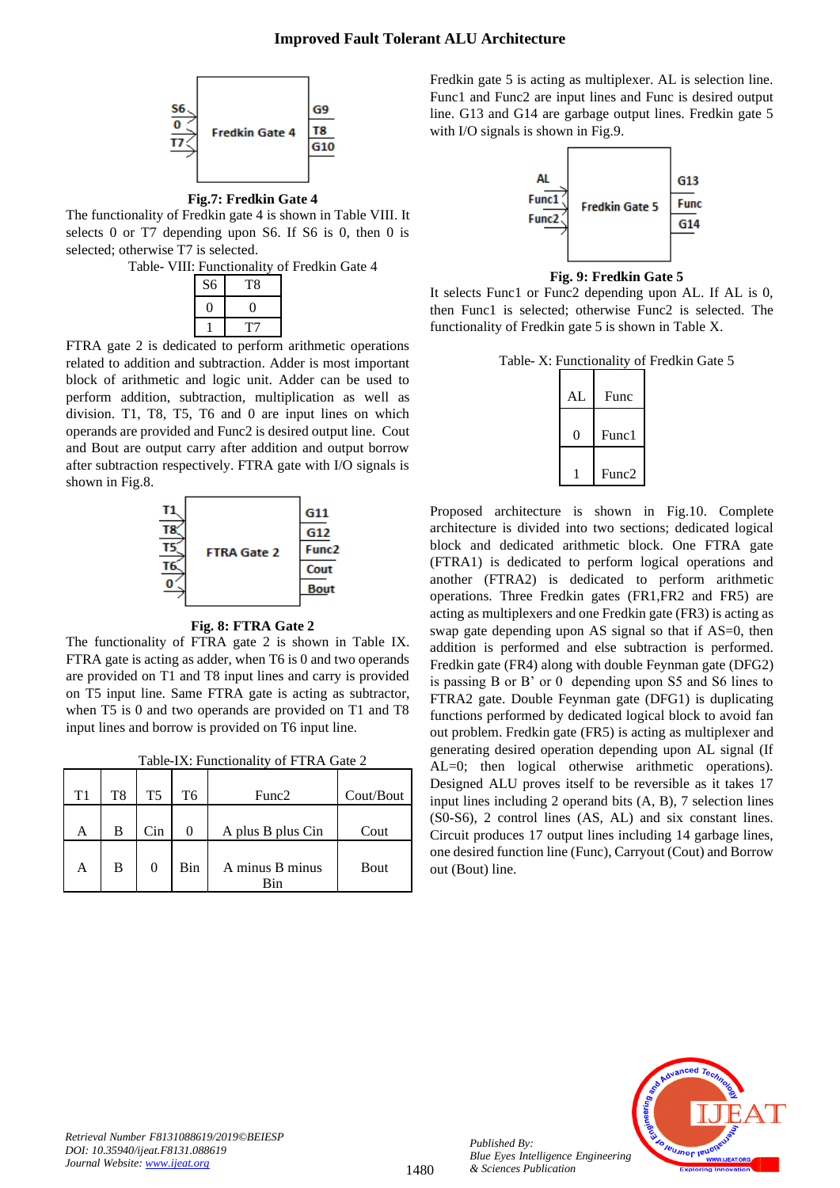Fig.7: **Fredkin Gate 4**

The functionality of Fredkin gate 4 is shown in Table VIII. It selects 0 or T7 depending upon S6. If S6 is 0, then 0 is selected; otherwise T7 is selected.

Table- VIII: Functionality of Fredkin Gate 4

| S6 | T8 |
|---|---|
| 0 | 0 |
| 1 | T7 |

FTRA gate 2 is dedicated to perform arithmetic operations related to addition and subtraction. Adder is most important block of arithmetic and logic unit. Adder can be used to perform addition, subtraction, multiplication as well as division. T1, T8, T5, T6 and 0 are input lines on which operands are provided and Func2 is desired output line. Cout and Bout are output carry after addition and output borrow after subtraction respectively. FTRA gate with I/O signals is shown in Fig.8.

**Fig. 8: FTRA Gate 2**

The functionality of FTRA gate 2 is shown in Table IX. FTRA gate is acting as adder, when T6 is 0 and two operands are provided on T1 and T8 input lines and carry is provided on T5 input line. Same FTRA gate is acting as subtractor, when T5 is 0 and two operands are provided on T1 and T8 input lines and borrow is provided on T6 input line.

Table-IX: Functionality of FTRA Gate 2

| T1 | T8 | T5 | T6 | Func2 | Cout/Bout |
|---|---|---|---|---|---|
| A | B | Cin | 0 | A plus B plus Cin | Cout |
| A | B | 0 | Bin | A minus B minus Bin | Bout |

Fredkin gate 5 is acting as multiplexer. AL is selection line. Func1 and Func2 are input lines and Func is desired output line. G13 and G14 are garbage output lines. Fredkin gate 5 with I/O signals is shown in Fig.9.

**Fig. 9: Fredkin Gate 5**

It selects Func1 or Func2 depending upon AL. If AL is 0, then Func1 is selected; otherwise Func2 is selected. The functionality of Fredkin gate 5 is shown in Table X.

Table- X: Functionality of Fredkin Gate 5

| AL | Func |
|---|---|
| 0 | Func1 |
| 1 | Func2 |

Proposed architecture is shown in Fig.10. Complete architecture is divided into two sections; dedicated logical block and dedicated arithmetic block. One FTRA gate (FTRA1) is dedicated to perform logical operations and another (FTRA2) is dedicated to perform arithmetic operations. Three Fredkin gates (FR1,FR2 and FR5) are acting as multiplexers and one Fredkin gate (FR3) is acting as swap gate depending upon AS signal so that if AS=0, then addition is performed and else subtraction is performed. Fredkin gate (FR4) along with double Feynman gate (DFG2) is passing B or B' or 0 depending upon S5 and S6 lines to FTRA2 gate. Double Feynman gate (DFG1) is duplicating functions performed by dedicated logical block to avoid fan out problem. Fredkin gate (FR5) is acting as multiplexer and generating desired operation depending upon AL signal (If AL=0; then logical otherwise arithmetic operations). Designed ALU proves itself to be reversible as it takes 17 input lines including 2 operand bits (A, B), 7 selection lines (S0-S6), 2 control lines (AS, AL) and six constant lines. Circuit produces 17 output lines including 14 garbage lines, one desired function line (Func), Carryout (Cout) and Borrow out (Bout) line.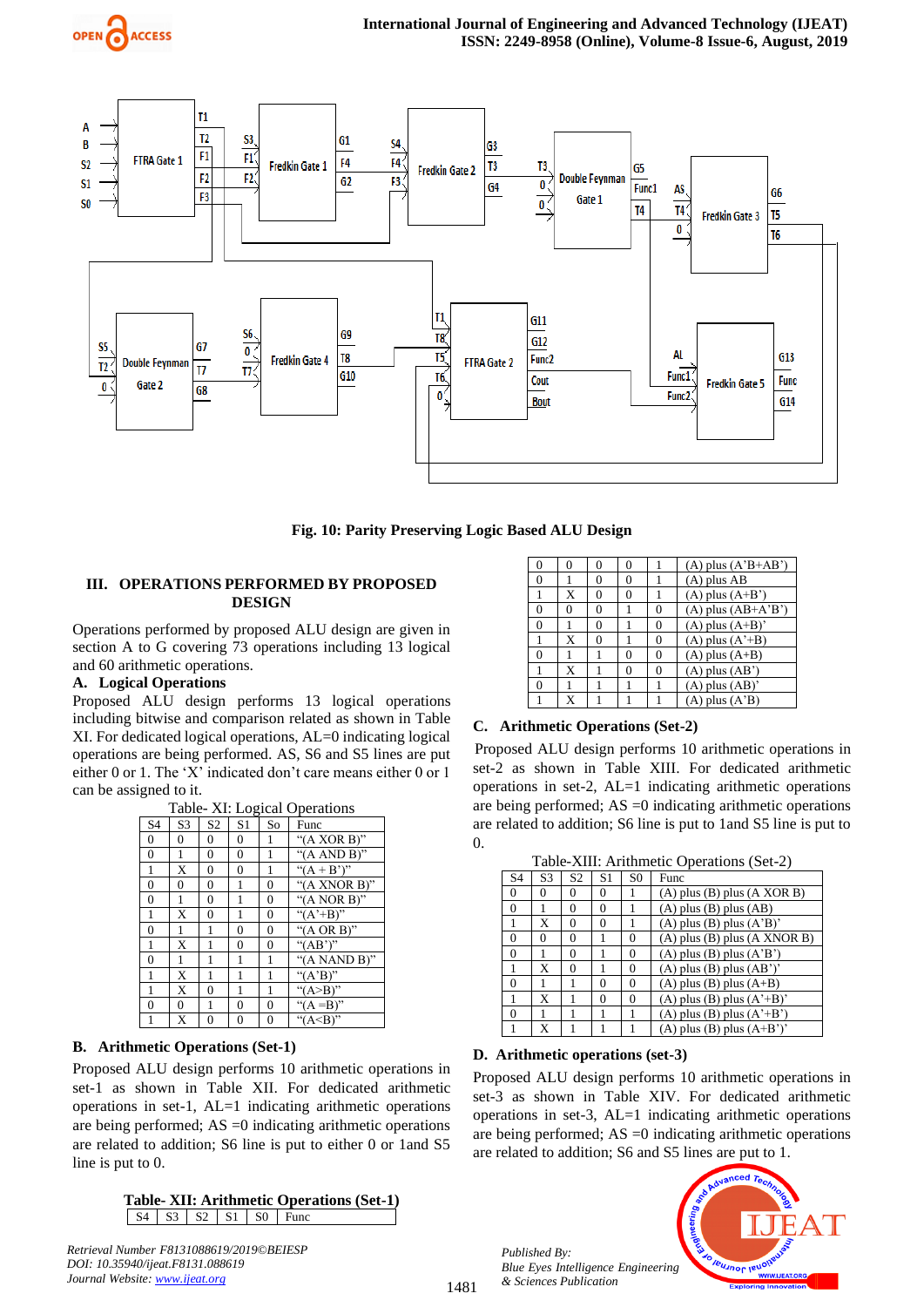Fig. 10: Parity Preserving Logic Based ALU Design

## III. OPERATIONS PERFORMED BY PROPOSED DESIGN

Operations performed by proposed ALU design are given in section A to G covering 73 operations including 13 logical and 60 arithmetic operations.

### A. Logical Operations

Proposed ALU design performs 13 logical operations including bitwise and comparison related as shown in Table XI. For dedicated logical operations, AL=0 indicating logical operations are being performed. AS, S6 and S5 lines are put either 0 or 1. The 'X' indicated don't care means either 0 or 1 can be assigned to it.

Table- XI: Logical Operations

| S4 | S3 | S2 | S1 | So | Func |
|---|---|---|---|---|---|
| 0 | 0 | 0 | 0 | 1 | "(A XOR B)" |
| 0 | 1 | 0 | 0 | 1 | "(A AND B)" |
| 1 | X | 0 | 0 | 1 | "(A + B')" |
| 0 | 0 | 0 | 1 | 0 | "(A XNOR B)" |
| 0 | 1 | 0 | 1 | 0 | "(A NOR B)" |
| 1 | X | 0 | 1 | 0 | "(A'+B)" |
| 0 | 1 | 1 | 0 | 0 | "(A OR B)" |
| 1 | X | 1 | 0 | 0 | "(AB')" |
| 0 | 1 | 1 | 1 | 1 | "(A NAND B)" |
| 1 | X | 1 | 1 | 1 | "(A'B)" |
| 1 | X | 0 | 1 | 1 | "(A>B)" |
| 0 | 0 | 1 | 0 | 0 | "(A =B)" |
| 1 | X | 0 | 0 | 0 | "(A<B)" |

### B. Arithmetic Operations (Set-1)

Proposed ALU design performs 10 arithmetic operations in set-1 as shown in Table XII. For dedicated arithmetic operations in set-1, AL=1 indicating arithmetic operations are being performed; AS =0 indicating arithmetic operations are related to addition; S6 line is put to either 0 or 1and S5 line is put to 0.

**Table- XII: Arithmetic Operations (Set-1)**

| S4 | S3 | S2 | S1 | S0 | Func |
|---|---|---|---|---|---|
| 0 | 0 | 0 | 0 | 1 | (A) plus (A'B+AB') |
| 0 | 1 | 0 | 0 | 1 | (A) plus AB |
| 1 | X | 0 | 0 | 1 | (A) plus (A+B') |
| 0 | 0 | 0 | 1 | 0 | (A) plus (AB+A'B') |
| 0 | 1 | 0 | 1 | 0 | (A) plus (A+B)' |
| 1 | X | 0 | 1 | 0 | (A) plus (A'+B) |
| 0 | 1 | 1 | 0 | 0 | (A) plus (A+B) |
| 1 | X | 1 | 0 | 0 | (A) plus (AB') |
| 0 | 1 | 1 | 1 | 1 | (A) plus (AB)' |
| 1 | X | 1 | 1 | 1 | (A) plus (A'B) |

### C. Arithmetic Operations (Set-2)

Proposed ALU design performs 10 arithmetic operations in set-2 as shown in Table XIII. For dedicated arithmetic operations in set-2, AL=1 indicating arithmetic operations are being performed; AS =0 indicating arithmetic operations are related to addition; S6 line is put to 1and S5 line is put to 0.

Table-XIII: Arithmetic Operations (Set-2)

| S4 | S3 | S2 | S1 | S0 | Func |
|---|---|---|---|---|---|
| 0 | 0 | 0 | 0 | 1 | (A) plus (B) plus (A XOR B) |
| 0 | 1 | 0 | 0 | 1 | (A) plus (B) plus (AB) |
| 1 | X | 0 | 0 | 1 | (A) plus (B) plus (A'B)' |
| 0 | 0 | 0 | 1 | 0 | (A) plus (B) plus (A XNOR B) |
| 0 | 1 | 0 | 1 | 0 | (A) plus (B) plus (A'B') |
| 1 | X | 0 | 1 | 0 | (A) plus (B) plus (AB')' |
| 0 | 1 | 1 | 0 | 0 | (A) plus (B) plus (A+B) |
| 1 | X | 1 | 0 | 0 | (A) plus (B) plus (A'+B)' |
| 0 | 1 | 1 | 1 | 1 | (A) plus (B) plus (A'+B') |
| 1 | X | 1 | 1 | 1 | (A) plus (B) plus (A+B')' |

### D. Arithmetic operations (set-3)

Proposed ALU design performs 10 arithmetic operations in set-3 as shown in Table XIV. For dedicated arithmetic operations in set-3, AL=1 indicating arithmetic operations are being performed; AS =0 indicating arithmetic operations are related to addition; S6 and S5 lines are put to 1.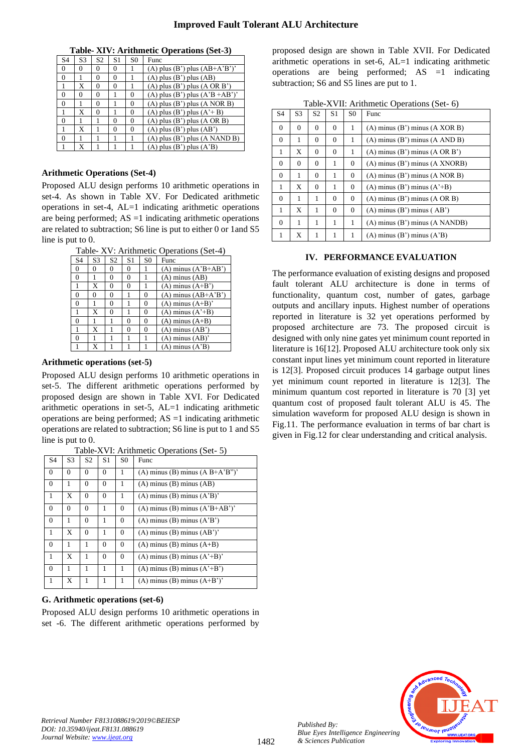**Table- XIV: Arithmetic Operations (Set-3)**

| S4 | S3 | S2 | S1 | S0 | Func |
|---|---|---|---|---|---|
| 0 | 0 | 0 | 0 | 1 | (A) plus (B') plus (AB+A'B')' |
| 0 | 1 | 0 | 0 | 1 | (A) plus (B') plus (AB) |
| 1 | X | 0 | 0 | 1 | (A) plus (B') plus (A OR B') |
| 0 | 0 | 0 | 1 | 0 | (A) plus (B') plus (A'B +AB')' |
| 0 | 1 | 0 | 1 | 0 | (A) plus (B') plus (A NOR B) |
| 1 | X | 0 | 1 | 0 | (A) plus (B') plus (A'+ B) |
| 0 | 1 | 1 | 0 | 0 | (A) plus (B') plus (A OR B) |
| 1 | X | 1 | 0 | 0 | (A) plus (B') plus (AB') |
| 0 | 1 | 1 | 1 | 1 | (A) plus (B') plus (A NAND B) |
| 1 | X | 1 | 1 | 1 | (A) plus (B') plus (A'B) |

### Arithmetic Operations (Set-4)

Proposed ALU design performs 10 arithmetic operations in set-4. As shown in Table XV. For Dedicated arithmetic operations in set-4, AL=1 indicating arithmetic operations are being performed; AS =1 indicating arithmetic operations are related to subtraction; S6 line is put to either 0 or 1and S5 line is put to 0.

Table- XV: Arithmetic Operations (Set-4)

| S4 | S3 | S2 | S1 | S0 | Func |
|---|---|---|---|---|---|
| 0 | 0 | 0 | 0 | 1 | (A) minus (A'B+AB') |
| 0 | 1 | 0 | 0 | 1 | (A) minus (AB) |
| 1 | X | 0 | 0 | 1 | (A) minus (A+B') |
| 0 | 0 | 0 | 1 | 0 | (A) minus (AB+A'B') |
| 0 | 1 | 0 | 1 | 0 | (A) minus (A+B)' |
| 1 | X | 0 | 1 | 0 | (A) minus (A'+B) |
| 0 | 1 | 1 | 0 | 0 | (A) minus (A+B) |
| 1 | X | 1 | 0 | 0 | (A) minus (AB') |
| 0 | 1 | 1 | 1 | 1 | (A) minus (AB)' |
| 1 | X | 1 | 1 | 1 | (A) minus (A'B) |

### Arithmetic operations (set-5)

Proposed ALU design performs 10 arithmetic operations in set-5. The different arithmetic operations performed by proposed design are shown in Table XVI. For Dedicated arithmetic operations in set-5, AL=1 indicating arithmetic operations are being performed; AS =1 indicating arithmetic operations are related to subtraction; S6 line is put to 1 and S5 line is put to 0.

Table-XVI: Arithmetic Operations (Set- 5)

| S4 | S3 | S2 | S1 | S0 | Func |
|---|---|---|---|---|---|
| 0 | 0 | 0 | 0 | 1 | (A) minus (B) minus (A B+A'B")' |
| 0 | 1 | 0 | 0 | 1 | (A) minus (B) minus (AB) |
| 1 | X | 0 | 0 | 1 | (A) minus (B) minus (A'B)' |
| 0 | 0 | 0 | 1 | 0 | (A) minus (B) minus (A'B+AB')' |
| 0 | 1 | 0 | 1 | 0 | (A) minus (B) minus (A'B') |
| 1 | X | 0 | 1 | 0 | (A) minus (B) minus (AB')' |
| 0 | 1 | 1 | 0 | 0 | (A) minus (B) minus (A+B) |
| 1 | X | 1 | 0 | 0 | (A) minus (B) minus (A'+B)' |
| 0 | 1 | 1 | 1 | 1 | (A) minus (B) minus (A'+B') |
| 1 | X | 1 | 1 | 1 | (A) minus (B) minus (A+B')' |

### G. Arithmetic operations (set-6)

Proposed ALU design performs 10 arithmetic operations in set -6. The different arithmetic operations performed by proposed design are shown in Table XVII. For Dedicated arithmetic operations in set-6, AL=1 indicating arithmetic operations are being performed; AS =1 indicating subtraction; S6 and S5 lines are put to 1.

Table-XVII: Arithmetic Operations (Set- 6)

| S4 | S3 | S2 | S1 | S0 | Func |
|---|---|---|---|---|---|
| 0 | 0 | 0 | 0 | 1 | (A) minus (B') minus (A XOR B) |
| 0 | 1 | 0 | 0 | 1 | (A) minus (B') minus (A AND B) |
| 1 | X | 0 | 0 | 1 | (A) minus (B') minus (A OR B') |
| 0 | 0 | 0 | 1 | 0 | (A) minus (B') minus (A XNORB) |
| 0 | 1 | 0 | 1 | 0 | (A) minus (B') minus (A NOR B) |
| 1 | X | 0 | 1 | 0 | (A) minus (B') minus (A'+B) |
| 0 | 1 | 1 | 0 | 0 | (A) minus (B') minus (A OR B) |
| 1 | X | 1 | 0 | 0 | (A) minus (B') minus ( AB') |
| 0 | 1 | 1 | 1 | 1 | (A) minus (B') minus (A NANDB) |
| 1 | X | 1 | 1 | 1 | (A) minus (B') minus (A'B) |

## IV. PERFORMANCE EVALUATION

The performance evaluation of existing designs and proposed fault tolerant ALU architecture is done in terms of functionality, quantum cost, number of gates, garbage outputs and ancillary inputs. Highest number of operations reported in literature is 32 yet operations performed by proposed architecture are 73. The proposed circuit is designed with only nine gates yet minimum count reported in literature is 16[12]. Proposed ALU architecture took only six constant input lines yet minimum count reported in literature is 12[3]. Proposed circuit produces 14 garbage output lines yet minimum count reported in literature is 12[3]. The minimum quantum cost reported in literature is 70 [3] yet quantum cost of proposed fault tolerant ALU is 45. The simulation waveform for proposed ALU design is shown in Fig.11. The performance evaluation in terms of bar chart is given in Fig.12 for clear understanding and critical analysis.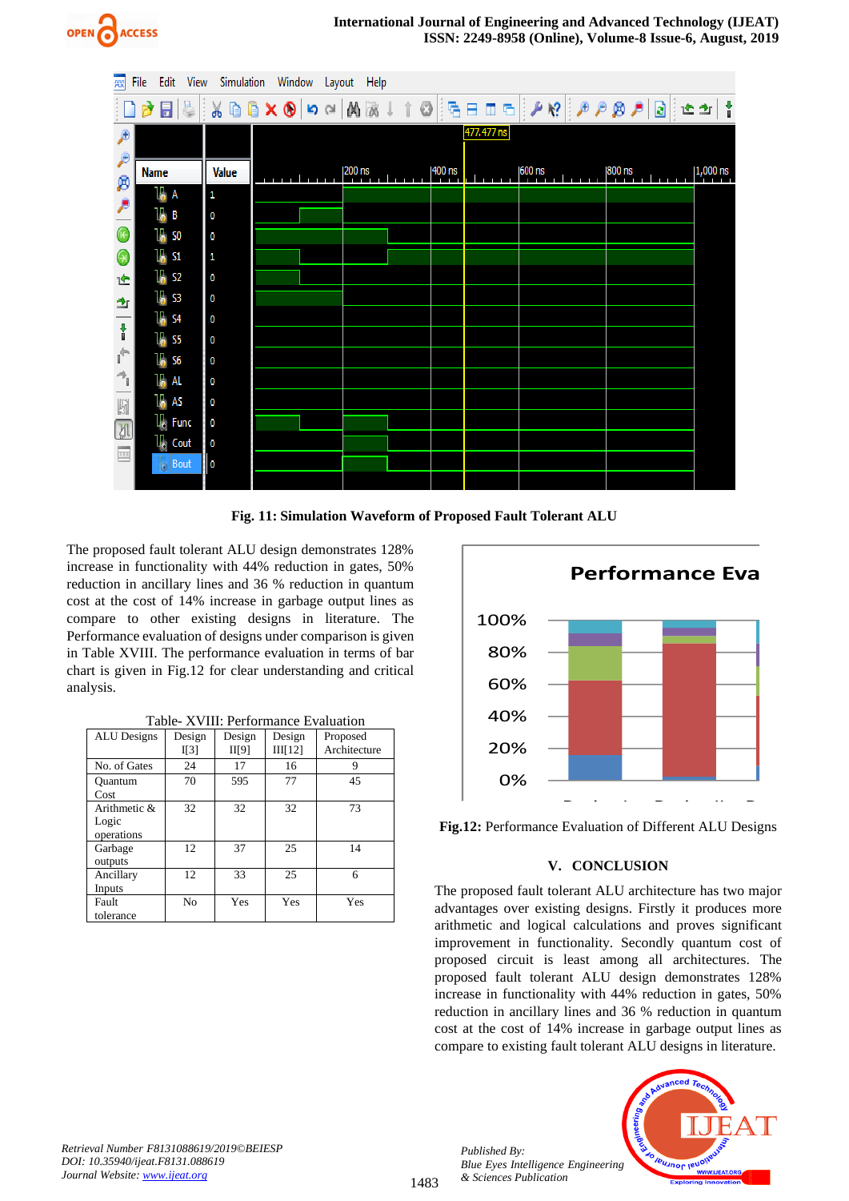Fig. 11: Simulation Waveform of Proposed Fault Tolerant ALU

The proposed fault tolerant ALU design demonstrates 128% increase in functionality with 44% reduction in gates, 50% reduction in ancillary lines and 36 % reduction in quantum cost at the cost of 14% increase in garbage output lines as compare to other existing designs in literature. The Performance evaluation of designs under comparison is given in Table XVIII. The performance evaluation in terms of bar chart is given in Fig.12 for clear understanding and critical analysis.

Table- XVIII: Performance Evaluation

| ALU Designs | Design I[3] | Design II[9] | Design III[12] | Proposed Architecture |
|---|---|---|---|---|
| No. of Gates | 24 | 17 | 16 | 9 |
| Quantum Cost | 70 | 595 | 77 | 45 |
| Arithmetic & Logic operations | 32 | 32 | 32 | 73 |
| Garbage outputs | 12 | 37 | 25 | 14 |
| Ancillary Inputs | 12 | 33 | 25 | 6 |
| Fault tolerance | No | Yes | Yes | Yes |

**Fig.12:** Performance Evaluation of Different ALU Designs

## V. CONCLUSION

The proposed fault tolerant ALU architecture has two major advantages over existing designs. Firstly it produces more arithmetic and logical calculations and proves significant improvement in functionality. Secondly quantum cost of proposed circuit is least among all architectures. The proposed fault tolerant ALU design demonstrates 128% increase in functionality with 44% reduction in gates, 50% reduction in ancillary lines and 36 % reduction in quantum cost at the cost of 14% increase in garbage output lines as compare to existing fault tolerant ALU designs in literature.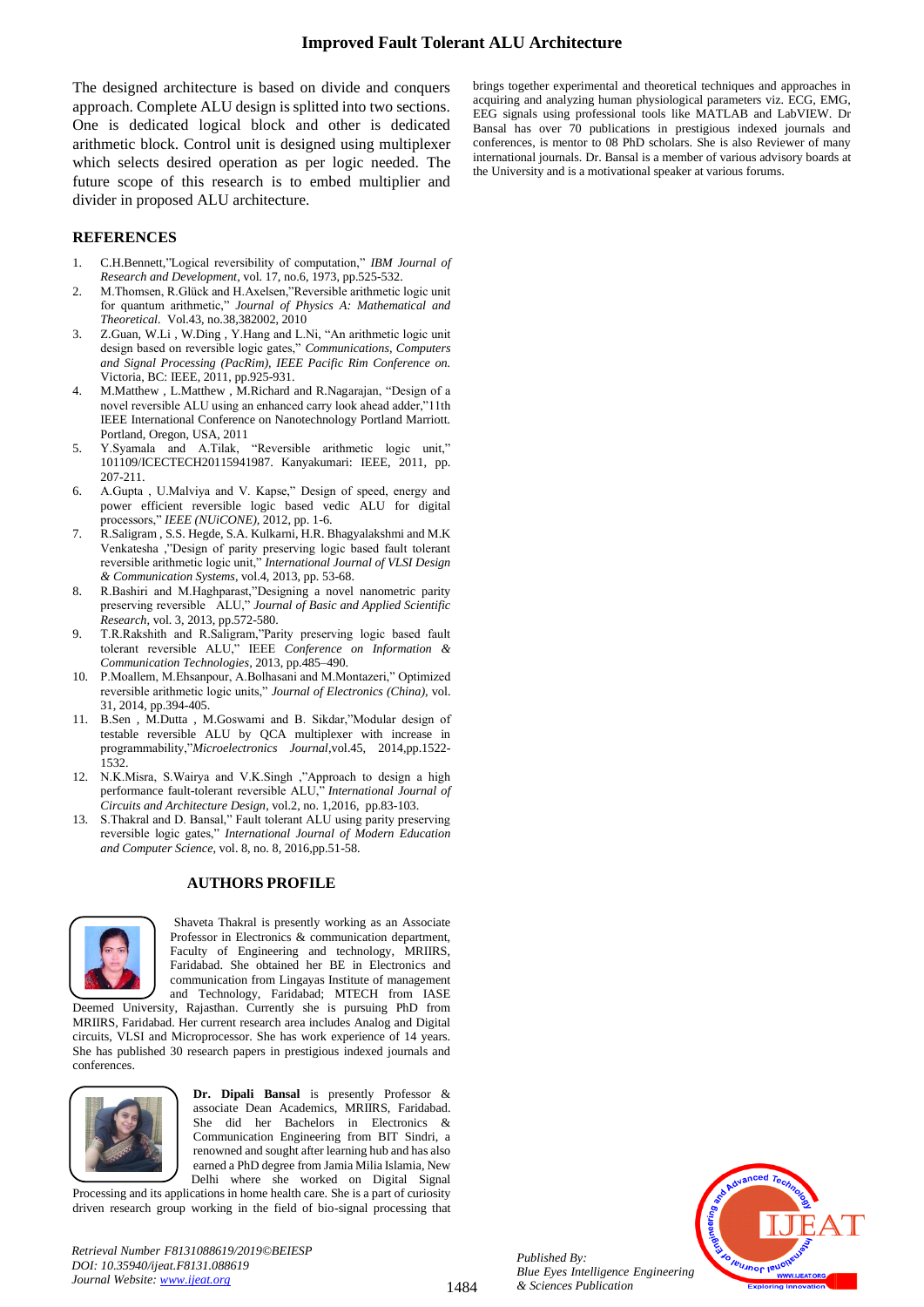The designed architecture is based on divide and conquers approach. Complete ALU design is splitted into two sections. One is dedicated logical block and other is dedicated arithmetic block. Control unit is designed using multiplexer which selects desired operation as per logic needed. The future scope of this research is to embed multiplier and divider in proposed ALU architecture.

## REFERENCES

1. C.H.Bennett,"Logical reversibility of computation," *IBM Journal of Research and Development*, vol. 17, no.6, 1973, pp.525-532.
2. M.Thomsen, R.Glück and H.Axelsen,"Reversible arithmetic logic unit for quantum arithmetic," *Journal of Physics A: Mathematical and Theoretical*. Vol.43, no.38,382002, 2010
3. Z.Guan, W.Li , W.Ding , Y.Hang and L.Ni, "An arithmetic logic unit design based on reversible logic gates," *Communications, Computers and Signal Processing (PacRim), IEEE Pacific Rim Conference on.* Victoria, BC: IEEE, 2011, pp.925-931.
4. M.Matthew , L.Matthew , M.Richard and R.Nagarajan, "Design of a novel reversible ALU using an enhanced carry look ahead adder,"11th IEEE International Conference on Nanotechnology Portland Marriott. Portland, Oregon, USA, 2011
5. Y.Syamala and A.Tilak, "Reversible arithmetic logic unit," 101109/ICECTECH20115941987. Kanyakumari: IEEE, 2011, pp. 207-211.
6. A.Gupta , U.Malviya and V. Kapse," Design of speed, energy and power efficient reversible logic based vedic ALU for digital processors," *IEEE (NUiCONE)*, 2012, pp. 1-6.
7. R.Saligram , S.S. Hegde, S.A. Kulkarni, H.R. Bhagyalakshmi and M.K Venkatesha ,"Design of parity preserving logic based fault tolerant reversible arithmetic logic unit," *International Journal of VLSI Design & Communication Systems*, vol.4, 2013, pp. 53-68.
8. R.Bashiri and M.Haghparast,"Designing a novel nanometric parity preserving reversible ALU," *Journal of Basic and Applied Scientific Research*, vol. 3, 2013, pp.572-580.
9. T.R.Rakshith and R.Saligram,"Parity preserving logic based fault tolerant reversible ALU," IEEE *Conference on Information & Communication Technologies*, 2013, pp.485–490.
10. P.Moallem, M.Ehsanpour, A.Bolhasani and M.Montazeri," Optimized reversible arithmetic logic units," *Journal of Electronics (China)*, vol. 31, 2014, pp.394-405.
11. B.Sen , M.Dutta , M.Goswami and B. Sikdar,"Modular design of testable reversible ALU by QCA multiplexer with increase in programmability,"*Microelectronics Journal*,vol.45, 2014,pp.1522-1532.
12. N.K.Misra, S.Wairya and V.K.Singh ,"Approach to design a high performance fault-tolerant reversible ALU," *International Journal of Circuits and Architecture Design*, vol.2, no. 1,2016, pp.83-103.
13. S.Thakral and D. Bansal," Fault tolerant ALU using parity preserving reversible logic gates," *International Journal of Modern Education and Computer Science*, vol. 8, no. 8, 2016,pp.51-58.

## AUTHORS PROFILE

Shaveta Thakral is presently working as an Associate Professor in Electronics & communication department, Faculty of Engineering and technology, MRIIRS, Faridabad. She obtained her BE in Electronics and communication from Lingayas Institute of management and Technology, Faridabad; MTECH from IASE Deemed University, Rajasthan. Currently she is pursuing PhD from MRIIRS, Faridabad. Her current research area includes Analog and Digital circuits, VLSI and Microprocessor. She has work experience of 14 years. She has published 30 research papers in prestigious indexed journals and conferences.

**Dr. Dipali Bansal** is presently Professor & associate Dean Academics, MRIIRS, Faridabad. She did her Bachelors in Electronics & Communication Engineering from BIT Sindri, a renowned and sought after learning hub and has also earned a PhD degree from Jamia Milia Islamia, New Delhi where she worked on Digital Signal Processing and its applications in home health care. She is a part of curiosity driven research group working in the field of bio-signal processing that brings together experimental and theoretical techniques and approaches in acquiring and analyzing human physiological parameters viz. ECG, EMG, EEG signals using professional tools like MATLAB and LabVIEW. Dr Bansal has over 70 publications in prestigious indexed journals and conferences, is mentor to 08 PhD scholars. She is also Reviewer of many international journals. Dr. Bansal is a member of various advisory boards at the University and is a motivational speaker at various forums.